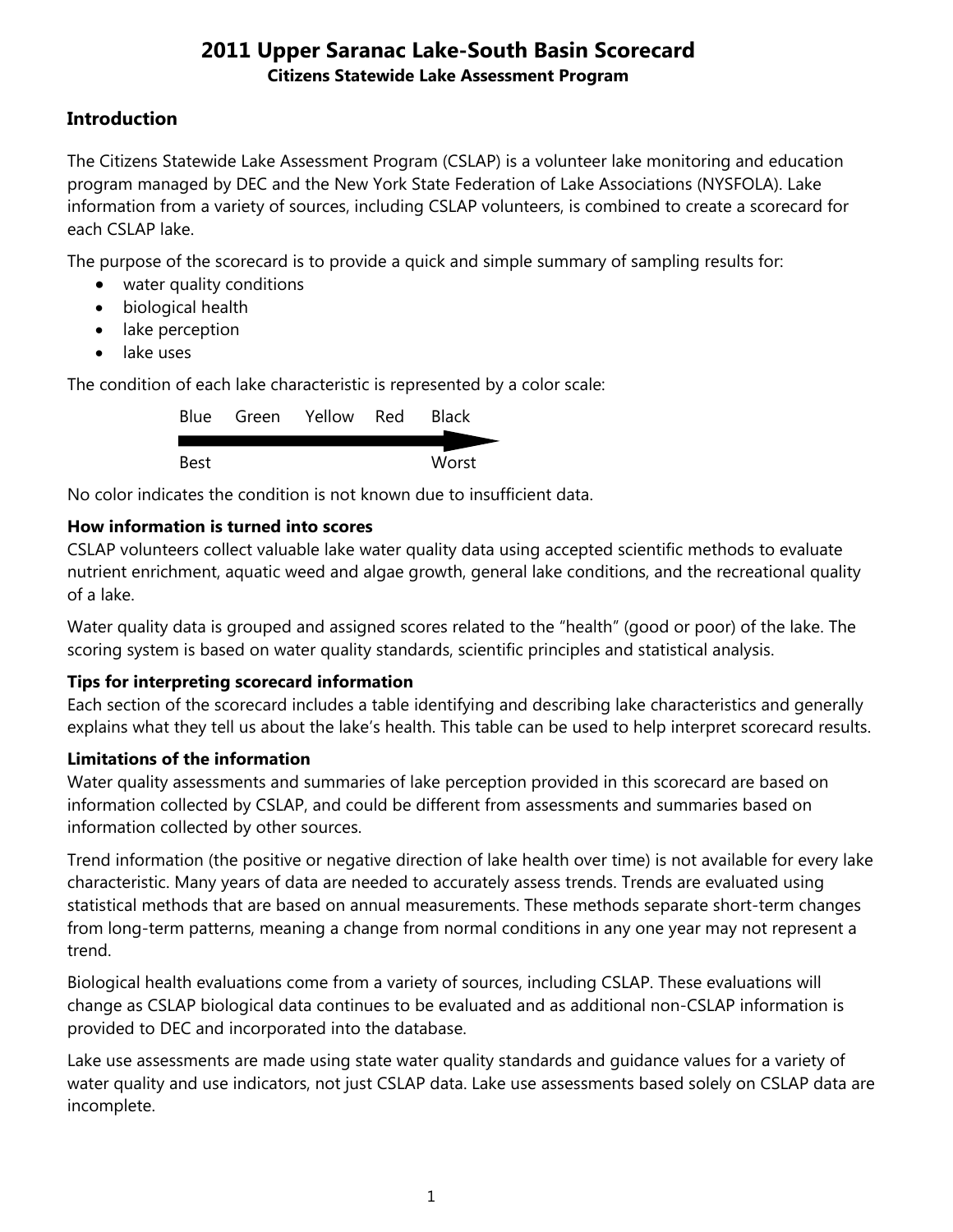# 2011 Upper Saranac Lake-South Basin Scorecard

**Citizens Statewide Lake Assessment Program**

## Introduction

The Citizens Statewide Lake Assessment Program (CSLAP) is a volunteer lake monitoring and education program managed by DEC and the New York State Federation of Lake Associations (NYSFOLA). Lake information from a variety of sources, including CSLAP volunteers, is combined to create a scorecard for each CSLAP lake.

The purpose of the scorecard is to provide a quick and simple summary of sampling results for:

- water quality conditions
- biological health
- lake perception
- lake uses

The condition of each lake characteristic is represented by a color scale:

Blue Green Yellow Red Black

Best → Worst

No color indicates the condition is not known due to insufficient data.

**How information is turned into scores**

CSLAP volunteers collect valuable lake water quality data using accepted scientific methods to evaluate nutrient enrichment, aquatic weed and algae growth, general lake conditions, and the recreational quality of a lake.

Water quality data is grouped and assigned scores related to the "health" (good or poor) of the lake. The scoring system is based on water quality standards, scientific principles and statistical analysis.

**Tips for interpreting scorecard information**

Each section of the scorecard includes a table identifying and describing lake characteristics and generally explains what they tell us about the lake's health. This table can be used to help interpret scorecard results.

**Limitations of the information**

Water quality assessments and summaries of lake perception provided in this scorecard are based on information collected by CSLAP, and could be different from assessments and summaries based on information collected by other sources.

Trend information (the positive or negative direction of lake health over time) is not available for every lake characteristic. Many years of data are needed to accurately assess trends. Trends are evaluated using statistical methods that are based on annual measurements. These methods separate short-term changes from long-term patterns, meaning a change from normal conditions in any one year may not represent a trend.

Biological health evaluations come from a variety of sources, including CSLAP. These evaluations will change as CSLAP biological data continues to be evaluated and as additional non-CSLAP information is provided to DEC and incorporated into the database.

Lake use assessments are made using state water quality standards and guidance values for a variety of water quality and use indicators, not just CSLAP data. Lake use assessments based solely on CSLAP data are incomplete.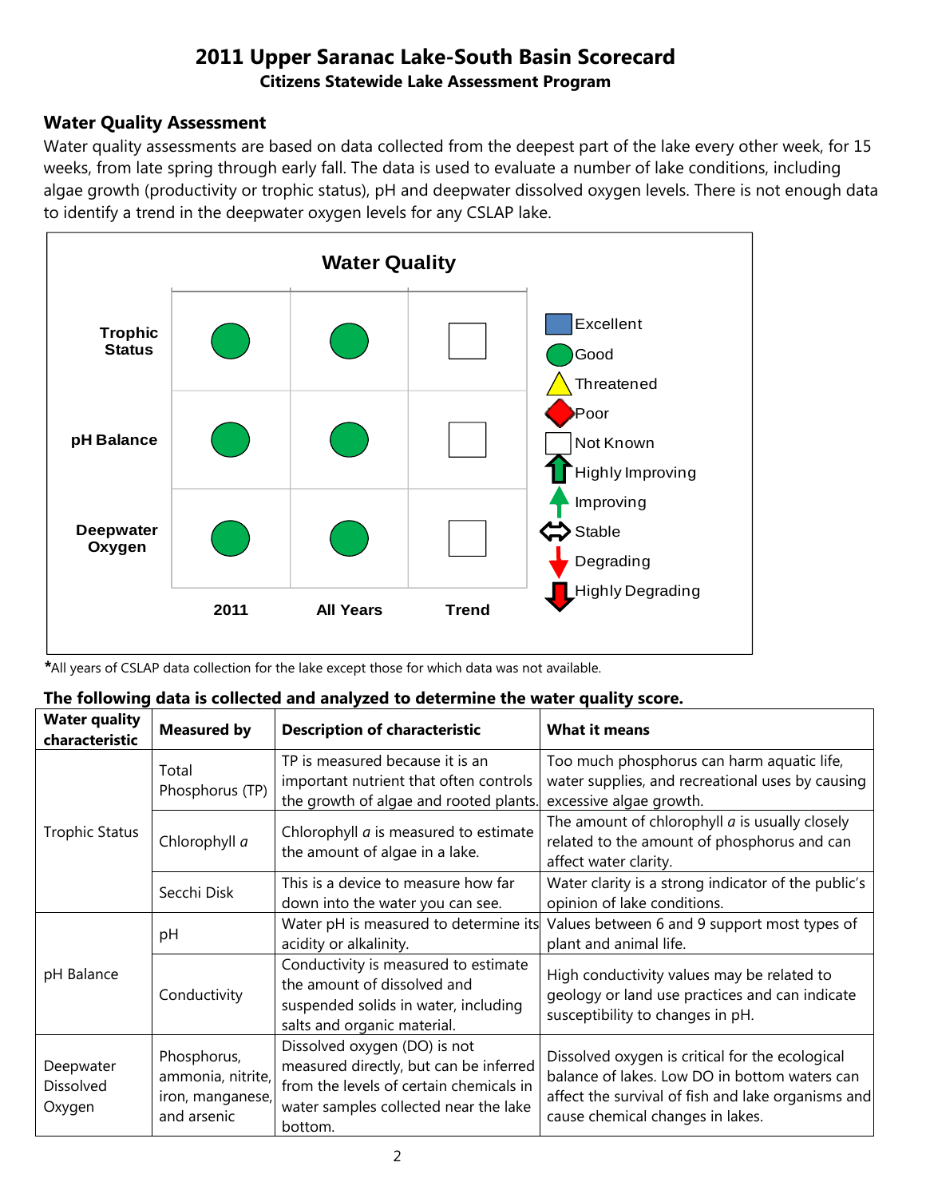# 2011 Upper Saranac Lake-South Basin Scorecard

**Citizens Statewide Lake Assessment Program**

## Water Quality Assessment

Water quality assessments are based on data collected from the deepest part of the lake every other week, for 15 weeks, from late spring through early fall. The data is used to evaluate a number of lake conditions, including algae growth (productivity or trophic status), pH and deepwater dissolved oxygen levels. There is not enough data to identify a trend in the deepwater oxygen levels for any CSLAP lake.

### Water Quality

| | 2011 | All Years | Trend |
|---|---|---|---|
| Trophic Status | Good | Good | Not Known |
| pH Balance | Good | Good | Not Known |
| Deepwater Oxygen | Good | Good | Not Known |

Legend: Excellent, Good, Threatened, Poor, Not Known, Highly Improving, Improving, Stable, Degrading, Highly Degrading

*All years of CSLAP data collection for the lake except those for which data was not available.

**The following data is collected and analyzed to determine the water quality score.**

| Water quality characteristic | Measured by | Description of characteristic | What it means |
|---|---|---|---|
| Trophic Status | Total Phosphorus (TP) | TP is measured because it is an important nutrient that often controls the growth of algae and rooted plants. | Too much phosphorus can harm aquatic life, water supplies, and recreational uses by causing excessive algae growth. |
| | Chlorophyll *a* | Chlorophyll *a* is measured to estimate the amount of algae in a lake. | The amount of chlorophyll *a* is usually closely related to the amount of phosphorus and can affect water clarity. |
| | Secchi Disk | This is a device to measure how far down into the water you can see. | Water clarity is a strong indicator of the public's opinion of lake conditions. |
| pH Balance | pH | Water pH is measured to determine its acidity or alkalinity. | Values between 6 and 9 support most types of plant and animal life. |
| | Conductivity | Conductivity is measured to estimate the amount of dissolved and suspended solids in water, including salts and organic material. | High conductivity values may be related to geology or land use practices and can indicate susceptibility to changes in pH. |
| Deepwater Dissolved Oxygen | Phosphorus, ammonia, nitrite, iron, manganese, and arsenic | Dissolved oxygen (DO) is not measured directly, but can be inferred from the levels of certain chemicals in water samples collected near the lake bottom. | Dissolved oxygen is critical for the ecological balance of lakes. Low DO in bottom waters can affect the survival of fish and lake organisms and cause chemical changes in lakes. |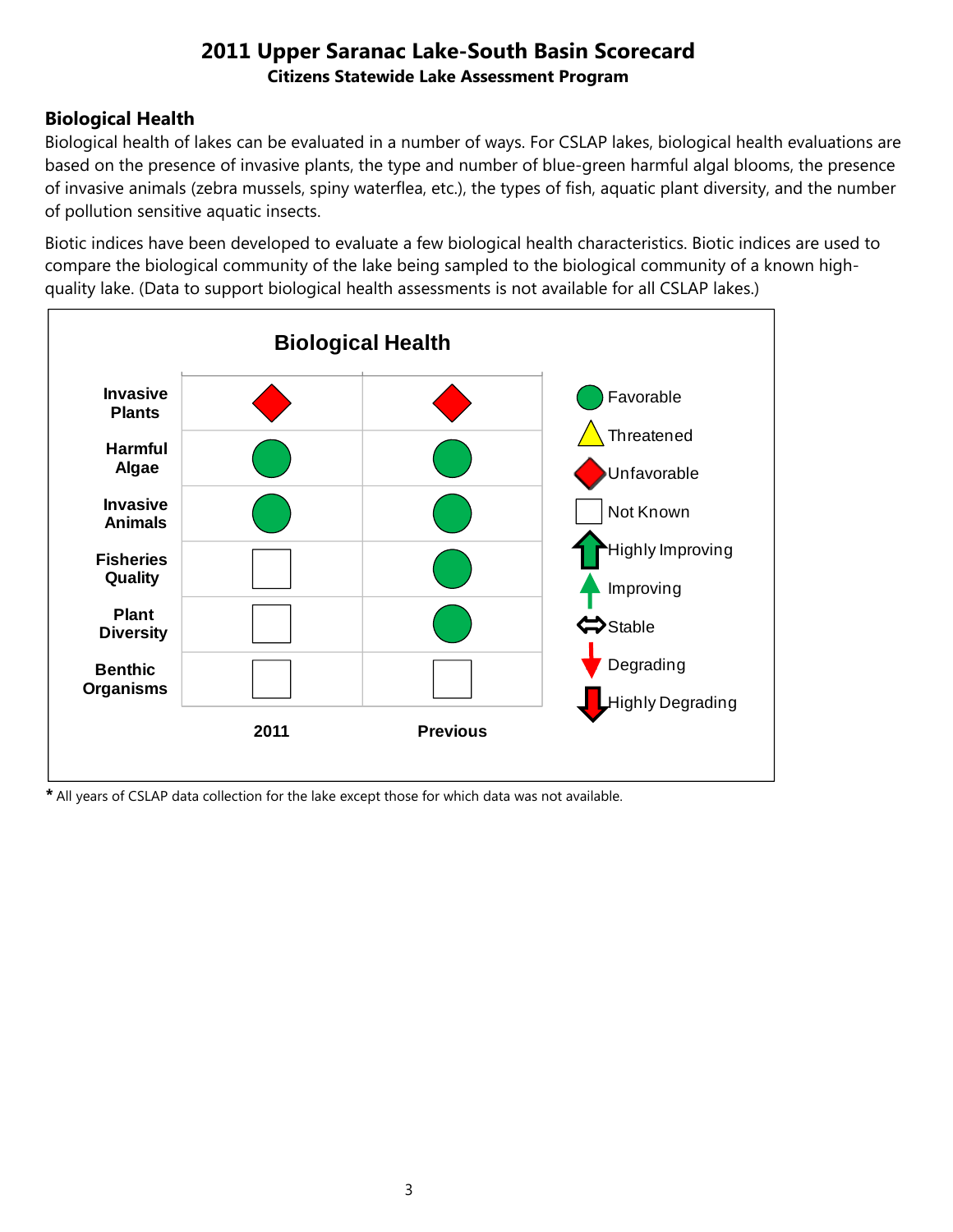# 2011 Upper Saranac Lake-South Basin Scorecard

**Citizens Statewide Lake Assessment Program**

## Biological Health

Biological health of lakes can be evaluated in a number of ways. For CSLAP lakes, biological health evaluations are based on the presence of invasive plants, the type and number of blue-green harmful algal blooms, the presence of invasive animals (zebra mussels, spiny waterflea, etc.), the types of fish, aquatic plant diversity, and the number of pollution sensitive aquatic insects.

Biotic indices have been developed to evaluate a few biological health characteristics. Biotic indices are used to compare the biological community of the lake being sampled to the biological community of a known high-quality lake. (Data to support biological health assessments is not available for all CSLAP lakes.)

**Biological Health**

| | 2011 | Previous |
|---|---|---|
| **Invasive Plants** | Unfavorable | Unfavorable |
| **Harmful Algae** | Favorable | Favorable |
| **Invasive Animals** | Favorable | Favorable |
| **Fisheries Quality** | Not Known | Favorable |
| **Plant Diversity** | Not Known | Favorable |
| **Benthic Organisms** | Not Known | Not Known |

Legend: Favorable (green circle); Threatened (yellow triangle); Unfavorable (red diamond); Not Known (empty square); Highly Improving; Improving; Stable; Degrading; Highly Degrading

* All years of CSLAP data collection for the lake except those for which data was not available.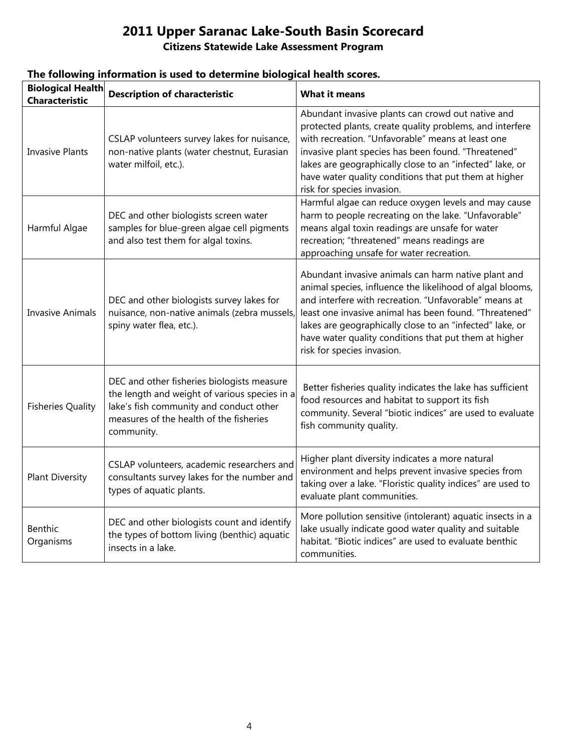# 2011 Upper Saranac Lake-South Basin Scorecard

## Citizens Statewide Lake Assessment Program

**The following information is used to determine biological health scores.**

| Biological Health Characteristic | Description of characteristic | What it means |
|---|---|---|
| Invasive Plants | CSLAP volunteers survey lakes for nuisance, non-native plants (water chestnut, Eurasian water milfoil, etc.). | Abundant invasive plants can crowd out native and protected plants, create quality problems, and interfere with recreation. "Unfavorable" means at least one invasive plant species has been found. "Threatened" lakes are geographically close to an "infected" lake, or have water quality conditions that put them at higher risk for species invasion. |
| Harmful Algae | DEC and other biologists screen water samples for blue-green algae cell pigments and also test them for algal toxins. | Harmful algae can reduce oxygen levels and may cause harm to people recreating on the lake. "Unfavorable" means algal toxin readings are unsafe for water recreation; "threatened" means readings are approaching unsafe for water recreation. |
| Invasive Animals | DEC and other biologists survey lakes for nuisance, non-native animals (zebra mussels, spiny water flea, etc.). | Abundant invasive animals can harm native plant and animal species, influence the likelihood of algal blooms, and interfere with recreation. "Unfavorable" means at least one invasive animal has been found. "Threatened" lakes are geographically close to an "infected" lake, or have water quality conditions that put them at higher risk for species invasion. |
| Fisheries Quality | DEC and other fisheries biologists measure the length and weight of various species in a lake's fish community and conduct other measures of the health of the fisheries community. | Better fisheries quality indicates the lake has sufficient food resources and habitat to support its fish community. Several "biotic indices" are used to evaluate fish community quality. |
| Plant Diversity | CSLAP volunteers, academic researchers and consultants survey lakes for the number and types of aquatic plants. | Higher plant diversity indicates a more natural environment and helps prevent invasive species from taking over a lake. "Floristic quality indices" are used to evaluate plant communities. |
| Benthic Organisms | DEC and other biologists count and identify the types of bottom living (benthic) aquatic insects in a lake. | More pollution sensitive (intolerant) aquatic insects in a lake usually indicate good water quality and suitable habitat. "Biotic indices" are used to evaluate benthic communities. |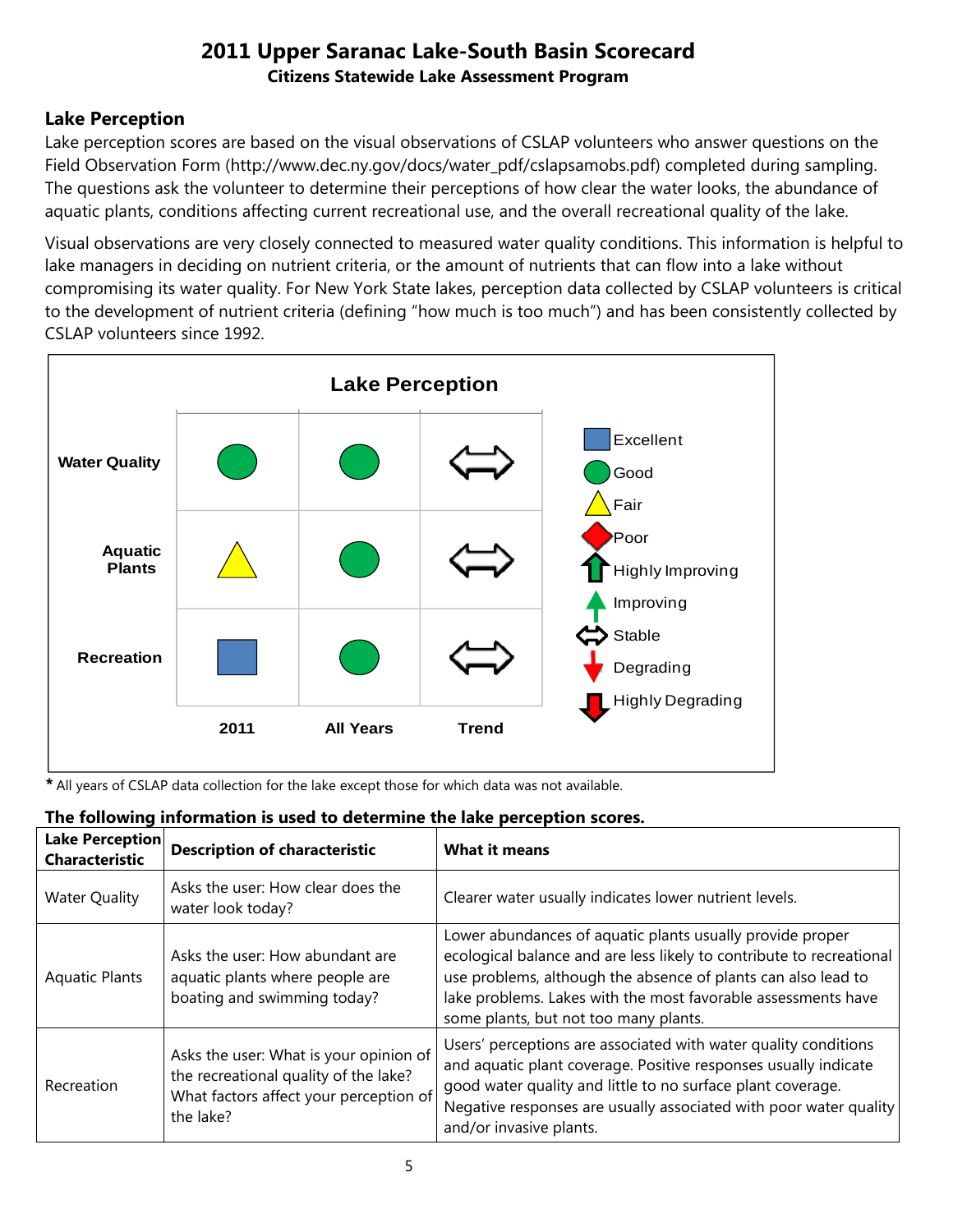# 2011 Upper Saranac Lake-South Basin Scorecard

**Citizens Statewide Lake Assessment Program**

## Lake Perception

Lake perception scores are based on the visual observations of CSLAP volunteers who answer questions on the Field Observation Form (http://www.dec.ny.gov/docs/water_pdf/cslapsamobs.pdf) completed during sampling. The questions ask the volunteer to determine their perceptions of how clear the water looks, the abundance of aquatic plants, conditions affecting current recreational use, and the overall recreational quality of the lake.

Visual observations are very closely connected to measured water quality conditions. This information is helpful to lake managers in deciding on nutrient criteria, or the amount of nutrients that can flow into a lake without compromising its water quality. For New York State lakes, perception data collected by CSLAP volunteers is critical to the development of nutrient criteria (defining "how much is too much") and has been consistently collected by CSLAP volunteers since 1992.

**Lake Perception**

| | 2011 | All Years | Trend |
|---|---|---|---|
| **Water Quality** | Good | Good | Stable |
| **Aquatic Plants** | Fair | Good | Stable |
| **Recreation** | Excellent | Good | Stable |

Legend: Excellent, Good, Fair, Poor, Highly Improving, Improving, Stable, Degrading, Highly Degrading

**\*** All years of CSLAP data collection for the lake except those for which data was not available.

**The following information is used to determine the lake perception scores.**

| **Lake Perception Characteristic** | **Description of characteristic** | **What it means** |
|---|---|---|
| Water Quality | Asks the user: How clear does the water look today? | Clearer water usually indicates lower nutrient levels. |
| Aquatic Plants | Asks the user: How abundant are aquatic plants where people are boating and swimming today? | Lower abundances of aquatic plants usually provide proper ecological balance and are less likely to contribute to recreational use problems, although the absence of plants can also lead to lake problems. Lakes with the most favorable assessments have some plants, but not too many plants. |
| Recreation | Asks the user: What is your opinion of the recreational quality of the lake? What factors affect your perception of the lake? | Users' perceptions are associated with water quality conditions and aquatic plant coverage. Positive responses usually indicate good water quality and little to no surface plant coverage. Negative responses are usually associated with poor water quality and/or invasive plants. |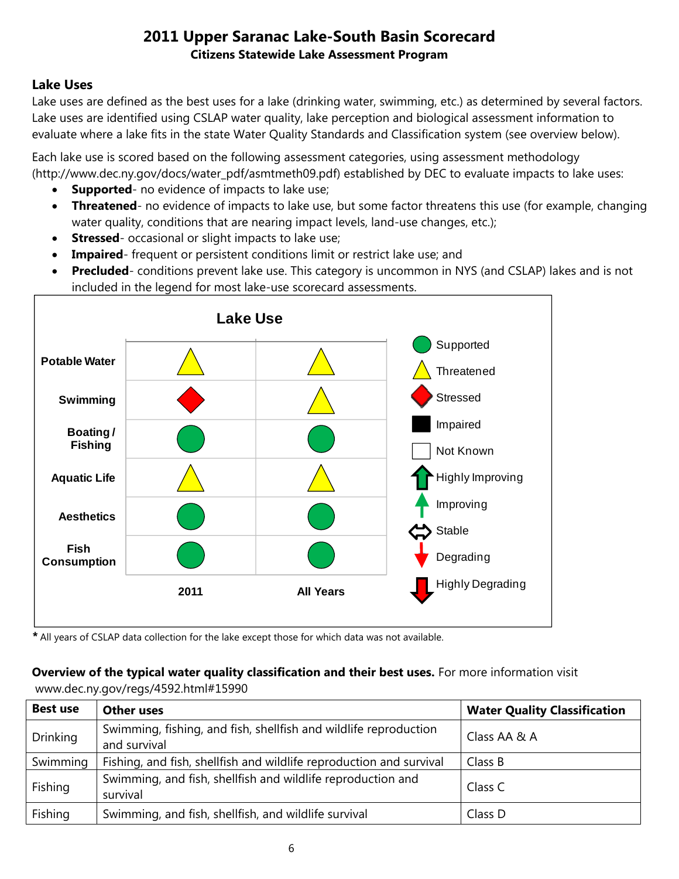# 2011 Upper Saranac Lake-South Basin Scorecard

**Citizens Statewide Lake Assessment Program**

## Lake Uses

Lake uses are defined as the best uses for a lake (drinking water, swimming, etc.) as determined by several factors. Lake uses are identified using CSLAP water quality, lake perception and biological assessment information to evaluate where a lake fits in the state Water Quality Standards and Classification system (see overview below).

Each lake use is scored based on the following assessment categories, using assessment methodology (http://www.dec.ny.gov/docs/water_pdf/asmtmeth09.pdf) established by DEC to evaluate impacts to lake uses:

- **Supported**- no evidence of impacts to lake use;
- **Threatened**- no evidence of impacts to lake use, but some factor threatens this use (for example, changing water quality, conditions that are nearing impact levels, land-use changes, etc.);
- **Stressed**- occasional or slight impacts to lake use;
- **Impaired**- frequent or persistent conditions limit or restrict lake use; and
- **Precluded**- conditions prevent lake use. This category is uncommon in NYS (and CSLAP) lakes and is not included in the legend for most lake-use scorecard assessments.

**Lake Use**

| | 2011 | All Years |
|---|---|---|
| Potable Water | Threatened | Threatened |
| Swimming | Stressed | Threatened |
| Boating / Fishing | Supported | Supported |
| Aquatic Life | Threatened | Threatened |
| Aesthetics | Supported | Supported |
| Fish Consumption | Supported | Supported |

Legend: Supported; Threatened; Stressed; Impaired; Not Known; Highly Improving; Improving; Stable; Degrading; Highly Degrading

\* All years of CSLAP data collection for the lake except those for which data was not available.

**Overview of the typical water quality classification and their best uses.** For more information visit www.dec.ny.gov/regs/4592.html#15990

| Best use | Other uses | Water Quality Classification |
|---|---|---|
| Drinking | Swimming, fishing, and fish, shellfish and wildlife reproduction and survival | Class AA & A |
| Swimming | Fishing, and fish, shellfish and wildlife reproduction and survival | Class B |
| Fishing | Swimming, and fish, shellfish and wildlife reproduction and survival | Class C |
| Fishing | Swimming, and fish, shellfish, and wildlife survival | Class D |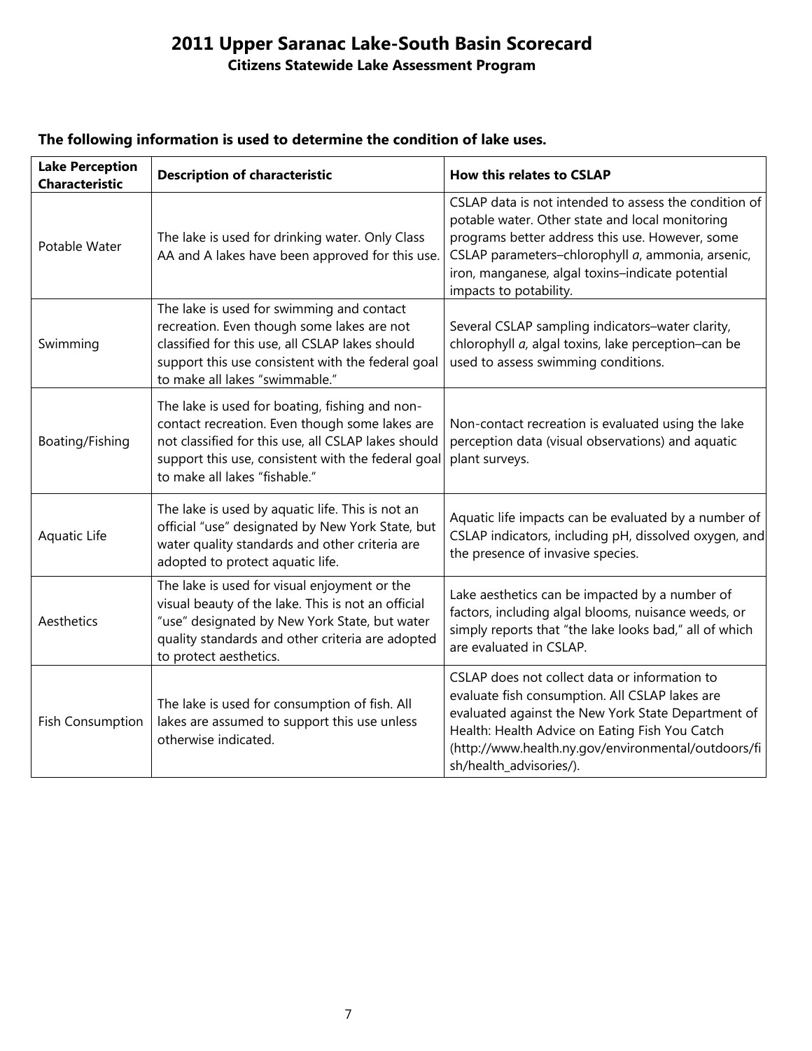# 2011 Upper Saranac Lake-South Basin Scorecard

**Citizens Statewide Lake Assessment Program**

**The following information is used to determine the condition of lake uses.**

| Lake Perception Characteristic | Description of characteristic | How this relates to CSLAP |
|---|---|---|
| Potable Water | The lake is used for drinking water. Only Class AA and A lakes have been approved for this use. | CSLAP data is not intended to assess the condition of potable water. Other state and local monitoring programs better address this use. However, some CSLAP parameters–chlorophyll *a*, ammonia, arsenic, iron, manganese, algal toxins–indicate potential impacts to potability. |
| Swimming | The lake is used for swimming and contact recreation. Even though some lakes are not classified for this use, all CSLAP lakes should support this use consistent with the federal goal to make all lakes "swimmable." | Several CSLAP sampling indicators–water clarity, chlorophyll *a*, algal toxins, lake perception–can be used to assess swimming conditions. |
| Boating/Fishing | The lake is used for boating, fishing and non-contact recreation. Even though some lakes are not classified for this use, all CSLAP lakes should support this use, consistent with the federal goal to make all lakes "fishable." | Non-contact recreation is evaluated using the lake perception data (visual observations) and aquatic plant surveys. |
| Aquatic Life | The lake is used by aquatic life. This is not an official "use" designated by New York State, but water quality standards and other criteria are adopted to protect aquatic life. | Aquatic life impacts can be evaluated by a number of CSLAP indicators, including pH, dissolved oxygen, and the presence of invasive species. |
| Aesthetics | The lake is used for visual enjoyment or the visual beauty of the lake. This is not an official "use" designated by New York State, but water quality standards and other criteria are adopted to protect aesthetics. | Lake aesthetics can be impacted by a number of factors, including algal blooms, nuisance weeds, or simply reports that "the lake looks bad," all of which are evaluated in CSLAP. |
| Fish Consumption | The lake is used for consumption of fish. All lakes are assumed to support this use unless otherwise indicated. | CSLAP does not collect data or information to evaluate fish consumption. All CSLAP lakes are evaluated against the New York State Department of Health: Health Advice on Eating Fish You Catch (http://www.health.ny.gov/environmental/outdoors/fish/health_advisories/). |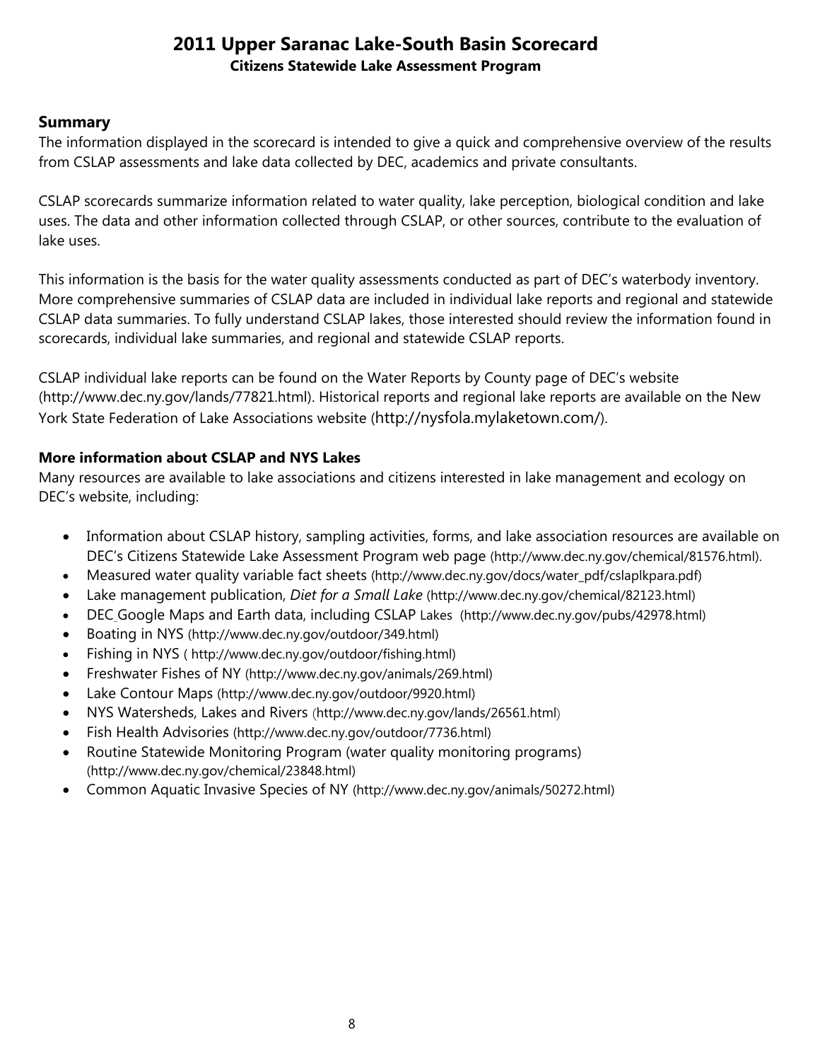# 2011 Upper Saranac Lake-South Basin Scorecard

**Citizens Statewide Lake Assessment Program**

## Summary

The information displayed in the scorecard is intended to give a quick and comprehensive overview of the results from CSLAP assessments and lake data collected by DEC, academics and private consultants.

CSLAP scorecards summarize information related to water quality, lake perception, biological condition and lake uses. The data and other information collected through CSLAP, or other sources, contribute to the evaluation of lake uses.

This information is the basis for the water quality assessments conducted as part of DEC's waterbody inventory. More comprehensive summaries of CSLAP data are included in individual lake reports and regional and statewide CSLAP data summaries. To fully understand CSLAP lakes, those interested should review the information found in scorecards, individual lake summaries, and regional and statewide CSLAP reports.

CSLAP individual lake reports can be found on the Water Reports by County page of DEC's website (http://www.dec.ny.gov/lands/77821.html). Historical reports and regional lake reports are available on the New York State Federation of Lake Associations website (http://nysfola.mylaketown.com/).

### More information about CSLAP and NYS Lakes

Many resources are available to lake associations and citizens interested in lake management and ecology on DEC's website, including:

- Information about CSLAP history, sampling activities, forms, and lake association resources are available on DEC's Citizens Statewide Lake Assessment Program web page (http://www.dec.ny.gov/chemical/81576.html).
- Measured water quality variable fact sheets (http://www.dec.ny.gov/docs/water_pdf/cslaplkpara.pdf)
- Lake management publication, *Diet for a Small Lake* (http://www.dec.ny.gov/chemical/82123.html)
- DEC Google Maps and Earth data, including CSLAP Lakes (http://www.dec.ny.gov/pubs/42978.html)
- Boating in NYS (http://www.dec.ny.gov/outdoor/349.html)
- Fishing in NYS ( http://www.dec.ny.gov/outdoor/fishing.html)
- Freshwater Fishes of NY (http://www.dec.ny.gov/animals/269.html)
- Lake Contour Maps (http://www.dec.ny.gov/outdoor/9920.html)
- NYS Watersheds, Lakes and Rivers (http://www.dec.ny.gov/lands/26561.html)
- Fish Health Advisories (http://www.dec.ny.gov/outdoor/7736.html)
- Routine Statewide Monitoring Program (water quality monitoring programs) (http://www.dec.ny.gov/chemical/23848.html)
- Common Aquatic Invasive Species of NY (http://www.dec.ny.gov/animals/50272.html)